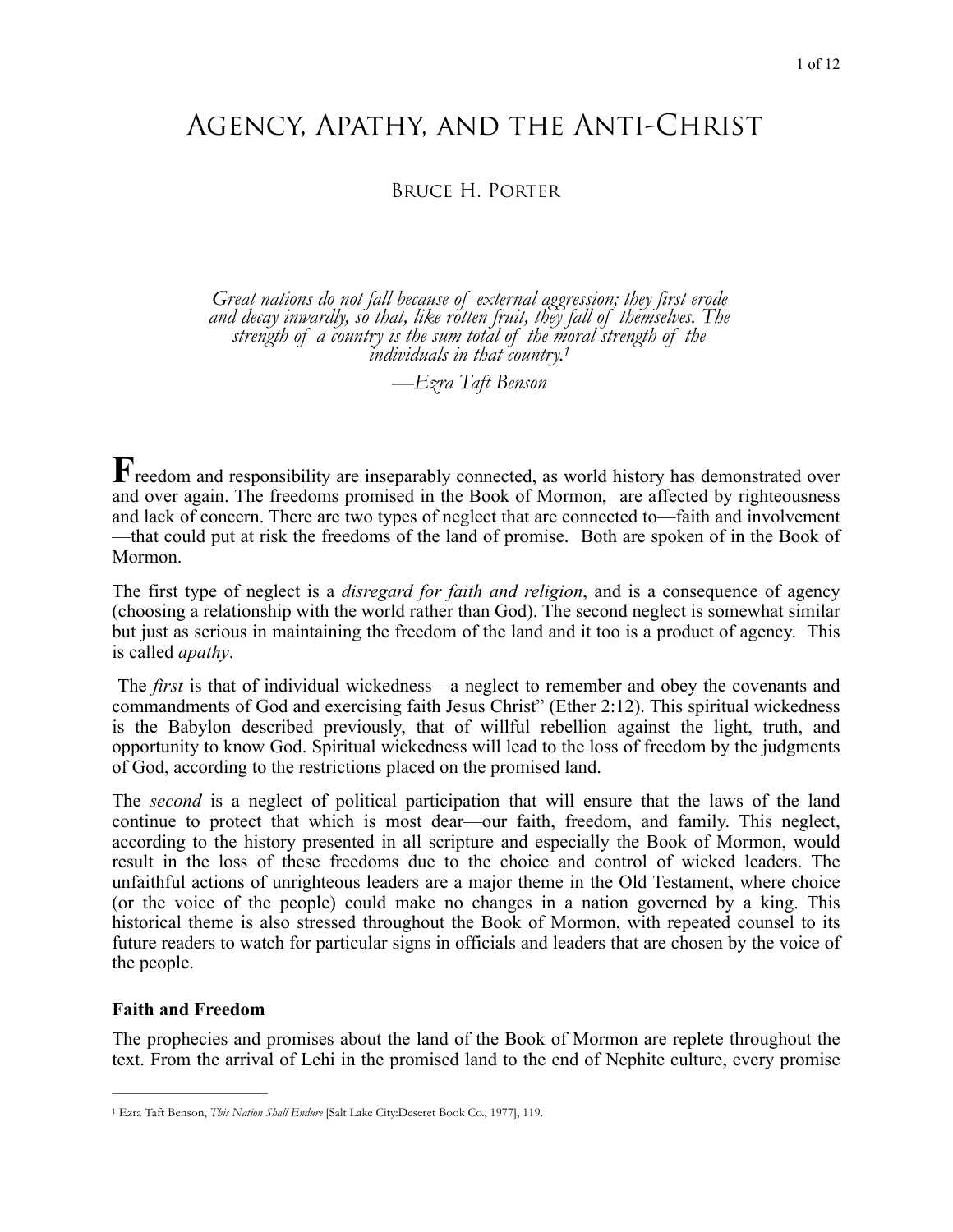# Agency, Apathy, and the Anti-Christ

Bruce H. Porter

> *Great nations do not fall because of external aggression; they first erode and decay inwardly, so that, like rotten fruit, they fall of themselves. The strength of a country is the sum total of the moral strength of the individuals in that country.*[1]
>
> *—Ezra Taft Benson*

**F**reedom and responsibility are inseparably connected, as world history has demonstrated over and over again. The freedoms promised in the Book of Mormon, are affected by righteousness and lack of concern. There are two types of neglect that are connected to—faith and involvement—that could put at risk the freedoms of the land of promise. Both are spoken of in the Book of Mormon.

The first type of neglect is a *disregard for faith and religion*, and is a consequence of agency (choosing a relationship with the world rather than God). The second neglect is somewhat similar but just as serious in maintaining the freedom of the land and it too is a product of agency. This is called *apathy*.

The *first* is that of individual wickedness—a neglect to remember and obey the covenants and commandments of God and exercising faith Jesus Christ" (Ether 2:12). This spiritual wickedness is the Babylon described previously, that of willful rebellion against the light, truth, and opportunity to know God. Spiritual wickedness will lead to the loss of freedom by the judgments of God, according to the restrictions placed on the promised land.

The *second* is a neglect of political participation that will ensure that the laws of the land continue to protect that which is most dear—our faith, freedom, and family. This neglect, according to the history presented in all scripture and especially the Book of Mormon, would result in the loss of these freedoms due to the choice and control of wicked leaders. The unfaithful actions of unrighteous leaders are a major theme in the Old Testament, where choice (or the voice of the people) could make no changes in a nation governed by a king. This historical theme is also stressed throughout the Book of Mormon, with repeated counsel to its future readers to watch for particular signs in officials and leaders that are chosen by the voice of the people.

### Faith and Freedom

The prophecies and promises about the land of the Book of Mormon are replete throughout the text. From the arrival of Lehi in the promised land to the end of Nephite culture, every promise

---

[1] Ezra Taft Benson, *This Nation Shall Endure* [Salt Lake City:Deseret Book Co., 1977], 119.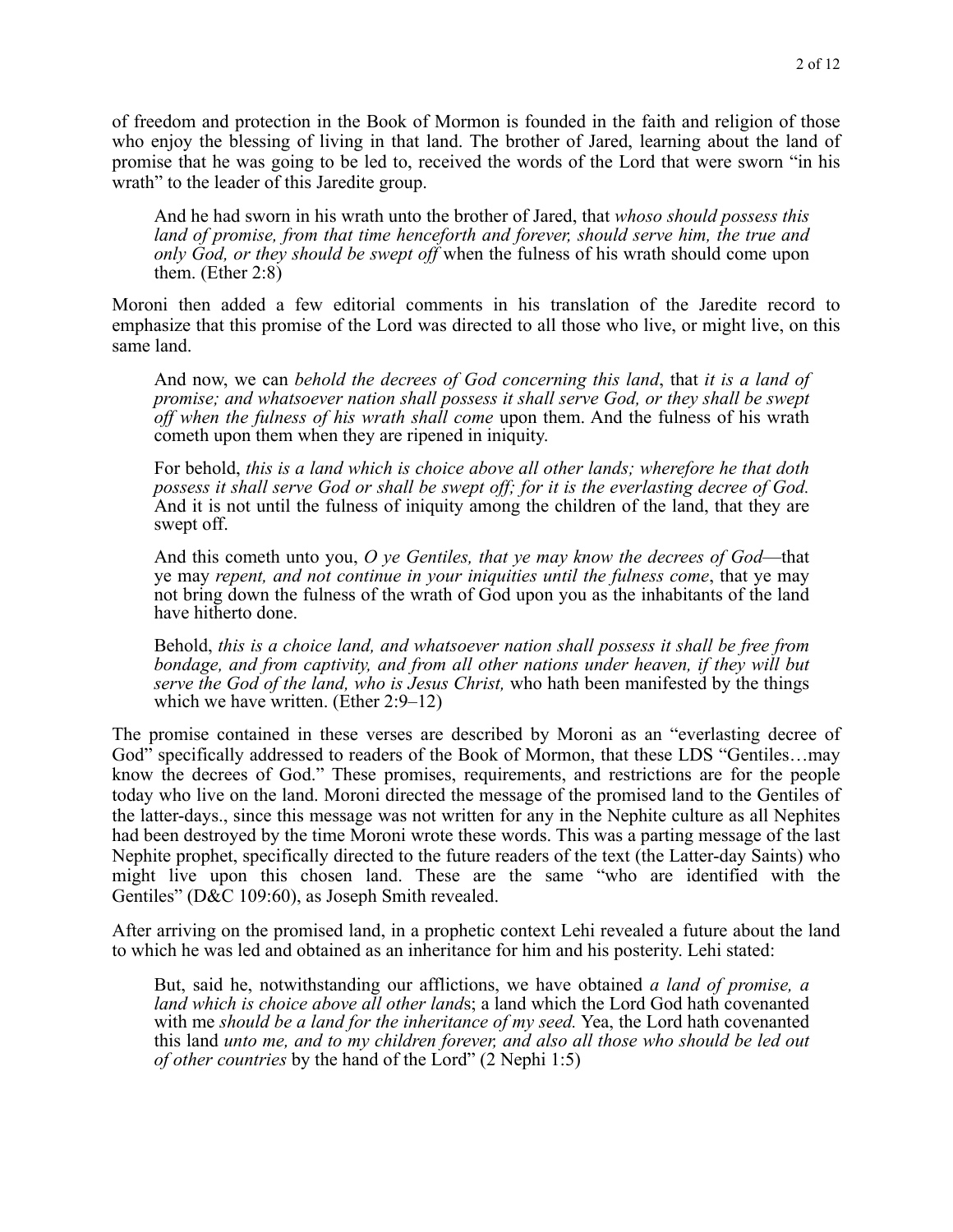of freedom and protection in the Book of Mormon is founded in the faith and religion of those who enjoy the blessing of living in that land. The brother of Jared, learning about the land of promise that he was going to be led to, received the words of the Lord that were sworn "in his wrath" to the leader of this Jaredite group.

> And he had sworn in his wrath unto the brother of Jared, that *whoso should possess this land of promise, from that time henceforth and forever, should serve him, the true and only God, or they should be swept off* when the fulness of his wrath should come upon them. (Ether 2:8)

Moroni then added a few editorial comments in his translation of the Jaredite record to emphasize that this promise of the Lord was directed to all those who live, or might live, on this same land.

> And now, we can *behold the decrees of God concerning this land*, that *it is a land of promise; and whatsoever nation shall possess it shall serve God, or they shall be swept off when the fulness of his wrath shall come* upon them. And the fulness of his wrath cometh upon them when they are ripened in iniquity.
>
> For behold, *this is a land which is choice above all other lands; wherefore he that doth possess it shall serve God or shall be swept off; for it is the everlasting decree of God.* And it is not until the fulness of iniquity among the children of the land, that they are swept off.
>
> And this cometh unto you, *O ye Gentiles, that ye may know the decrees of God*—that ye may *repent, and not continue in your iniquities until the fulness come*, that ye may not bring down the fulness of the wrath of God upon you as the inhabitants of the land have hitherto done.
>
> Behold, *this is a choice land, and whatsoever nation shall possess it shall be free from bondage, and from captivity, and from all other nations under heaven, if they will but serve the God of the land, who is Jesus Christ,* who hath been manifested by the things which we have written. (Ether 2:9–12)

The promise contained in these verses are described by Moroni as an "everlasting decree of God" specifically addressed to readers of the Book of Mormon, that these LDS "Gentiles…may know the decrees of God." These promises, requirements, and restrictions are for the people today who live on the land. Moroni directed the message of the promised land to the Gentiles of the latter-days., since this message was not written for any in the Nephite culture as all Nephites had been destroyed by the time Moroni wrote these words. This was a parting message of the last Nephite prophet, specifically directed to the future readers of the text (the Latter-day Saints) who might live upon this chosen land. These are the same "who are identified with the Gentiles" (D&C 109:60), as Joseph Smith revealed.

After arriving on the promised land, in a prophetic context Lehi revealed a future about the land to which he was led and obtained as an inheritance for him and his posterity. Lehi stated:

> But, said he, notwithstanding our afflictions, we have obtained *a land of promise, a land which is choice above all other land*s; a land which the Lord God hath covenanted with me *should be a land for the inheritance of my seed.* Yea, the Lord hath covenanted this land *unto me, and to my children forever, and also all those who should be led out of other countries* by the hand of the Lord" (2 Nephi 1:5)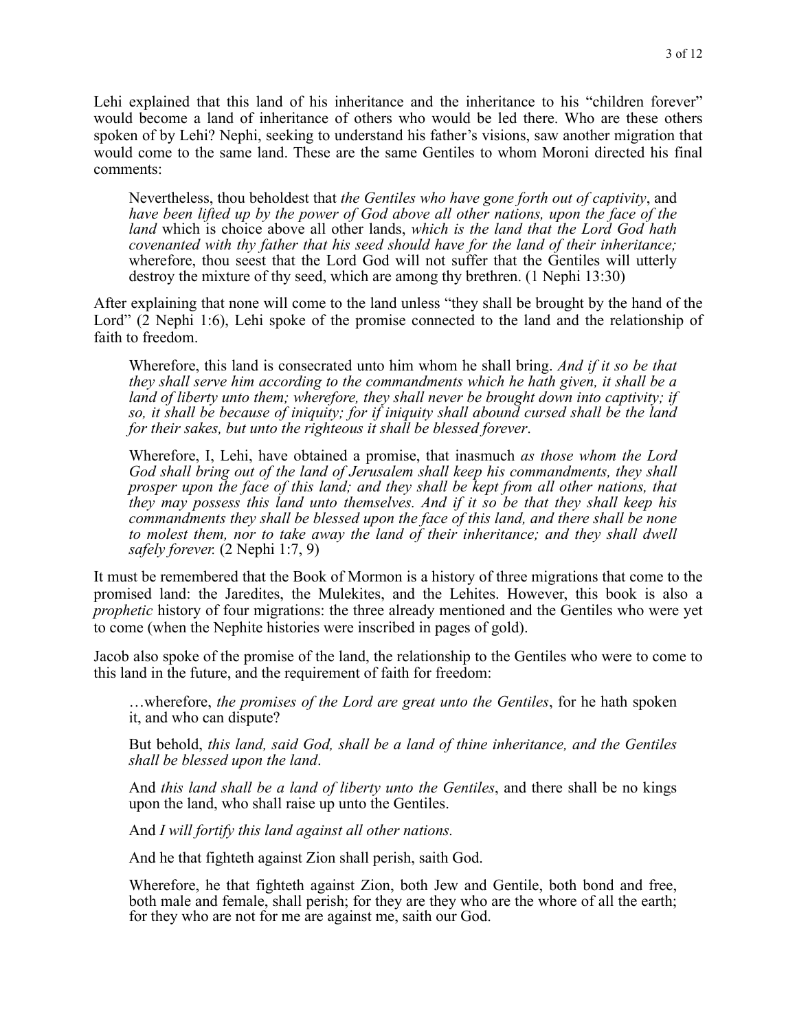Lehi explained that this land of his inheritance and the inheritance to his "children forever" would become a land of inheritance of others who would be led there. Who are these others spoken of by Lehi? Nephi, seeking to understand his father's visions, saw another migration that would come to the same land. These are the same Gentiles to whom Moroni directed his final comments:

> Nevertheless, thou beholdest that *the Gentiles who have gone forth out of captivity*, and *have been lifted up by the power of God above all other nations, upon the face of the land* which is choice above all other lands, *which is the land that the Lord God hath covenanted with thy father that his seed should have for the land of their inheritance;* wherefore, thou seest that the Lord God will not suffer that the Gentiles will utterly destroy the mixture of thy seed, which are among thy brethren. (1 Nephi 13:30)

After explaining that none will come to the land unless "they shall be brought by the hand of the Lord" (2 Nephi 1:6), Lehi spoke of the promise connected to the land and the relationship of faith to freedom.

> Wherefore, this land is consecrated unto him whom he shall bring. *And if it so be that they shall serve him according to the commandments which he hath given, it shall be a land of liberty unto them; wherefore, they shall never be brought down into captivity; if so, it shall be because of iniquity; for if iniquity shall abound cursed shall be the land for their sakes, but unto the righteous it shall be blessed forever*.
>
> Wherefore, I, Lehi, have obtained a promise, that inasmuch *as those whom the Lord God shall bring out of the land of Jerusalem shall keep his commandments, they shall prosper upon the face of this land; and they shall be kept from all other nations, that they may possess this land unto themselves. And if it so be that they shall keep his commandments they shall be blessed upon the face of this land, and there shall be none to molest them, nor to take away the land of their inheritance; and they shall dwell safely forever.* (2 Nephi 1:7, 9)

It must be remembered that the Book of Mormon is a history of three migrations that come to the promised land: the Jaredites, the Mulekites, and the Lehites. However, this book is also a *prophetic* history of four migrations: the three already mentioned and the Gentiles who were yet to come (when the Nephite histories were inscribed in pages of gold).

Jacob also spoke of the promise of the land, the relationship to the Gentiles who were to come to this land in the future, and the requirement of faith for freedom:

> …wherefore, *the promises of the Lord are great unto the Gentiles*, for he hath spoken it, and who can dispute?
>
> But behold, *this land, said God, shall be a land of thine inheritance, and the Gentiles shall be blessed upon the land*.
>
> And *this land shall be a land of liberty unto the Gentiles*, and there shall be no kings upon the land, who shall raise up unto the Gentiles.
>
> And *I will fortify this land against all other nations.*
>
> And he that fighteth against Zion shall perish, saith God.
>
> Wherefore, he that fighteth against Zion, both Jew and Gentile, both bond and free, both male and female, shall perish; for they are they who are the whore of all the earth; for they who are not for me are against me, saith our God.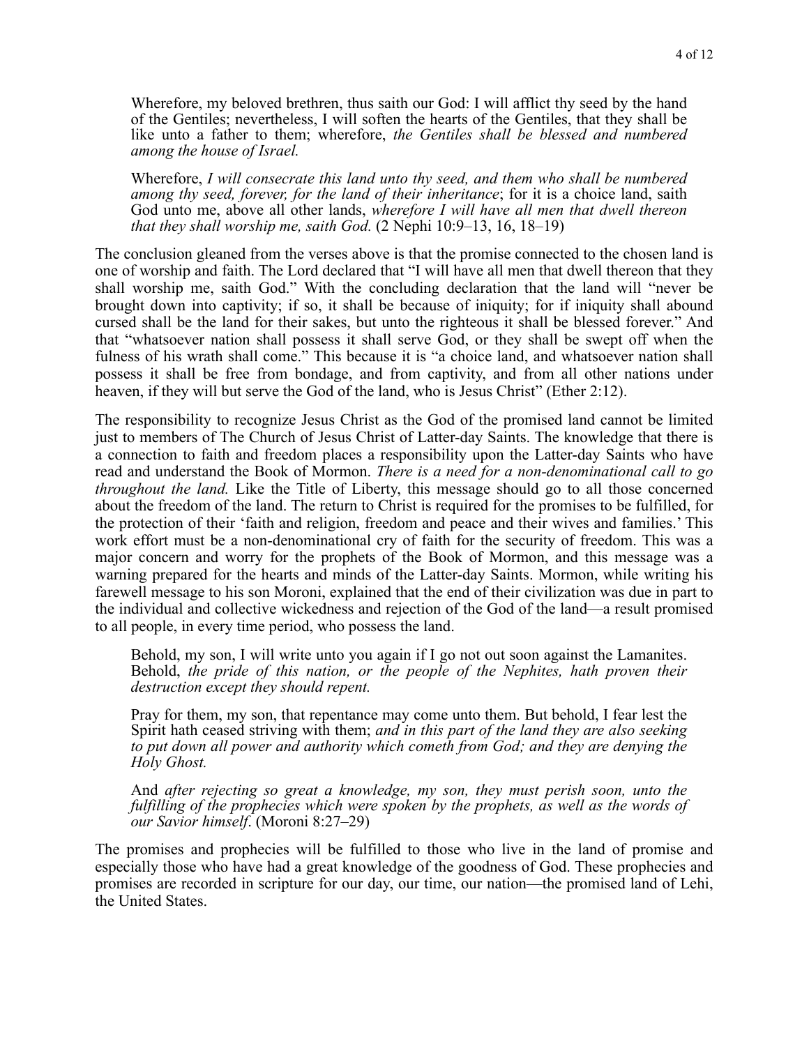> Wherefore, my beloved brethren, thus saith our God: I will afflict thy seed by the hand of the Gentiles; nevertheless, I will soften the hearts of the Gentiles, that they shall be like unto a father to them; wherefore, *the Gentiles shall be blessed and numbered among the house of Israel.*
>
> Wherefore, *I will consecrate this land unto thy seed, and them who shall be numbered among thy seed, forever, for the land of their inheritance*; for it is a choice land, saith God unto me, above all other lands, *wherefore I will have all men that dwell thereon that they shall worship me, saith God.* (2 Nephi 10:9–13, 16, 18–19)

The conclusion gleaned from the verses above is that the promise connected to the chosen land is one of worship and faith. The Lord declared that "I will have all men that dwell thereon that they shall worship me, saith God." With the concluding declaration that the land will "never be brought down into captivity; if so, it shall be because of iniquity; for if iniquity shall abound cursed shall be the land for their sakes, but unto the righteous it shall be blessed forever." And that "whatsoever nation shall possess it shall serve God, or they shall be swept off when the fulness of his wrath shall come." This because it is "a choice land, and whatsoever nation shall possess it shall be free from bondage, and from captivity, and from all other nations under heaven, if they will but serve the God of the land, who is Jesus Christ" (Ether 2:12).

The responsibility to recognize Jesus Christ as the God of the promised land cannot be limited just to members of The Church of Jesus Christ of Latter-day Saints. The knowledge that there is a connection to faith and freedom places a responsibility upon the Latter-day Saints who have read and understand the Book of Mormon. *There is a need for a non-denominational call to go throughout the land.* Like the Title of Liberty, this message should go to all those concerned about the freedom of the land. The return to Christ is required for the promises to be fulfilled, for the protection of their 'faith and religion, freedom and peace and their wives and families.' This work effort must be a non-denominational cry of faith for the security of freedom. This was a major concern and worry for the prophets of the Book of Mormon, and this message was a warning prepared for the hearts and minds of the Latter-day Saints. Mormon, while writing his farewell message to his son Moroni, explained that the end of their civilization was due in part to the individual and collective wickedness and rejection of the God of the land—a result promised to all people, in every time period, who possess the land.

> Behold, my son, I will write unto you again if I go not out soon against the Lamanites. Behold, *the pride of this nation, or the people of the Nephites, hath proven their destruction except they should repent.*
>
> Pray for them, my son, that repentance may come unto them. But behold, I fear lest the Spirit hath ceased striving with them; *and in this part of the land they are also seeking to put down all power and authority which cometh from God; and they are denying the Holy Ghost.*
>
> And *after rejecting so great a knowledge, my son, they must perish soon, unto the fulfilling of the prophecies which were spoken by the prophets, as well as the words of our Savior himself*. (Moroni 8:27–29)

The promises and prophecies will be fulfilled to those who live in the land of promise and especially those who have had a great knowledge of the goodness of God. These prophecies and promises are recorded in scripture for our day, our time, our nation—the promised land of Lehi, the United States.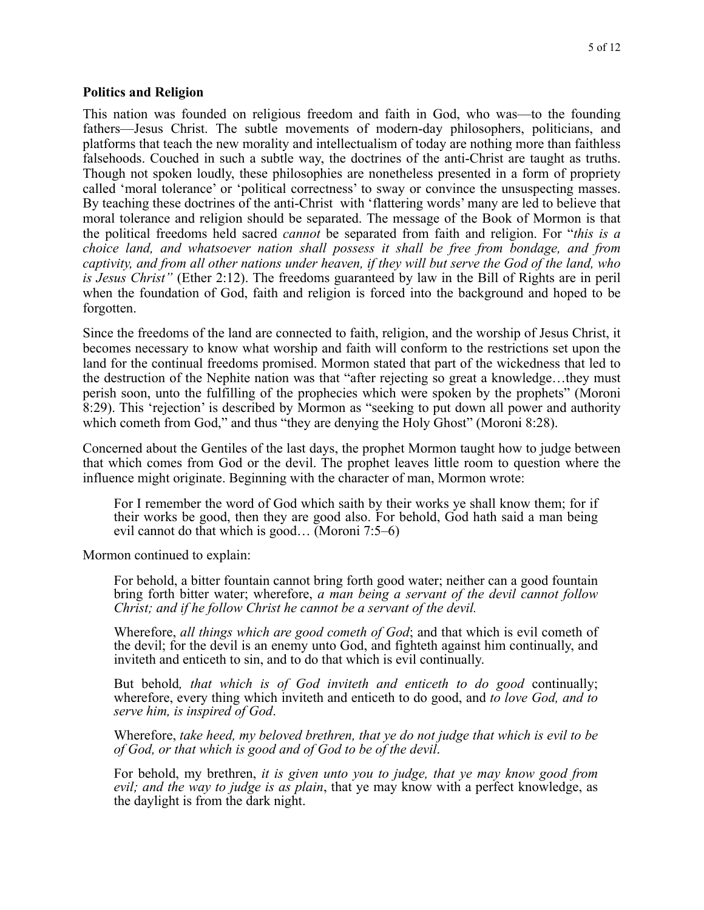**Politics and Religion**

This nation was founded on religious freedom and faith in God, who was—to the founding fathers—Jesus Christ. The subtle movements of modern-day philosophers, politicians, and platforms that teach the new morality and intellectualism of today are nothing more than faithless falsehoods. Couched in such a subtle way, the doctrines of the anti-Christ are taught as truths. Though not spoken loudly, these philosophies are nonetheless presented in a form of propriety called 'moral tolerance' or 'political correctness' to sway or convince the unsuspecting masses. By teaching these doctrines of the anti-Christ with 'flattering words' many are led to believe that moral tolerance and religion should be separated. The message of the Book of Mormon is that the political freedoms held sacred *cannot* be separated from faith and religion. For "*this is a choice land, and whatsoever nation shall possess it shall be free from bondage, and from captivity, and from all other nations under heaven, if they will but serve the God of the land, who is Jesus Christ"* (Ether 2:12). The freedoms guaranteed by law in the Bill of Rights are in peril when the foundation of God, faith and religion is forced into the background and hoped to be forgotten.

Since the freedoms of the land are connected to faith, religion, and the worship of Jesus Christ, it becomes necessary to know what worship and faith will conform to the restrictions set upon the land for the continual freedoms promised. Mormon stated that part of the wickedness that led to the destruction of the Nephite nation was that "after rejecting so great a knowledge…they must perish soon, unto the fulfilling of the prophecies which were spoken by the prophets" (Moroni 8:29). This 'rejection' is described by Mormon as "seeking to put down all power and authority which cometh from God," and thus "they are denying the Holy Ghost" (Moroni 8:28).

Concerned about the Gentiles of the last days, the prophet Mormon taught how to judge between that which comes from God or the devil. The prophet leaves little room to question where the influence might originate. Beginning with the character of man, Mormon wrote:

> For I remember the word of God which saith by their works ye shall know them; for if their works be good, then they are good also. For behold, God hath said a man being evil cannot do that which is good… (Moroni 7:5–6)

Mormon continued to explain:

> For behold, a bitter fountain cannot bring forth good water; neither can a good fountain bring forth bitter water; wherefore, *a man being a servant of the devil cannot follow Christ; and if he follow Christ he cannot be a servant of the devil.*
>
> Wherefore, *all things which are good cometh of God*; and that which is evil cometh of the devil; for the devil is an enemy unto God, and fighteth against him continually, and inviteth and enticeth to sin, and to do that which is evil continually.
>
> But behold*, that which is of God inviteth and enticeth to do good* continually; wherefore, every thing which inviteth and enticeth to do good, and *to love God, and to serve him, is inspired of God*.
>
> Wherefore, *take heed, my beloved brethren, that ye do not judge that which is evil to be of God, or that which is good and of God to be of the devil*.
>
> For behold, my brethren, *it is given unto you to judge, that ye may know good from evil; and the way to judge is as plain*, that ye may know with a perfect knowledge, as the daylight is from the dark night.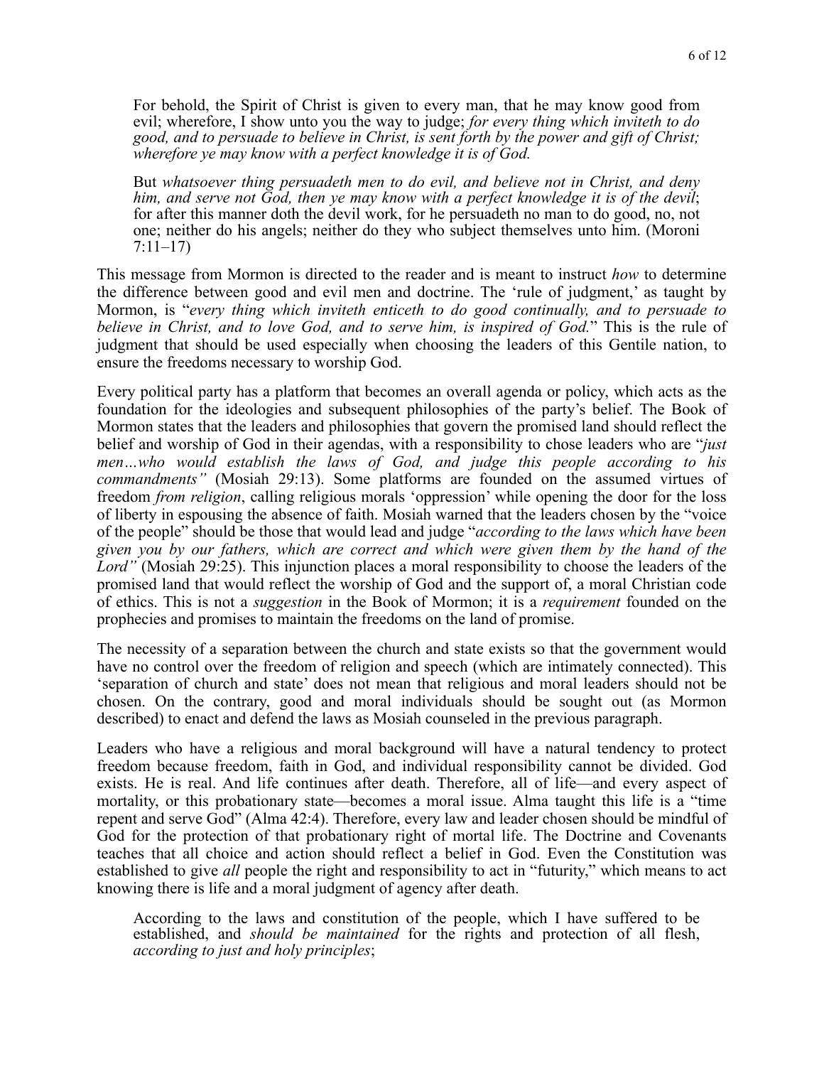> For behold, the Spirit of Christ is given to every man, that he may know good from evil; wherefore, I show unto you the way to judge; *for every thing which inviteth to do good, and to persuade to believe in Christ, is sent forth by the power and gift of Christ; wherefore ye may know with a perfect knowledge it is of God.*
>
> But *whatsoever thing persuadeth men to do evil, and believe not in Christ, and deny him, and serve not God, then ye may know with a perfect knowledge it is of the devil*; for after this manner doth the devil work, for he persuadeth no man to do good, no, not one; neither do his angels; neither do they who subject themselves unto him. (Moroni 7:11–17)

This message from Mormon is directed to the reader and is meant to instruct *how* to determine the difference between good and evil men and doctrine. The 'rule of judgment,' as taught by Mormon, is "*every thing which inviteth enticeth to do good continually, and to persuade to believe in Christ, and to love God, and to serve him, is inspired of God.*" This is the rule of judgment that should be used especially when choosing the leaders of this Gentile nation, to ensure the freedoms necessary to worship God.

Every political party has a platform that becomes an overall agenda or policy, which acts as the foundation for the ideologies and subsequent philosophies of the party's belief. The Book of Mormon states that the leaders and philosophies that govern the promised land should reflect the belief and worship of God in their agendas, with a responsibility to chose leaders who are "*just men…who would establish the laws of God, and judge this people according to his commandments"* (Mosiah 29:13). Some platforms are founded on the assumed virtues of freedom *from religion*, calling religious morals 'oppression' while opening the door for the loss of liberty in espousing the absence of faith. Mosiah warned that the leaders chosen by the "voice of the people" should be those that would lead and judge "*according to the laws which have been given you by our fathers, which are correct and which were given them by the hand of the Lord"* (Mosiah 29:25). This injunction places a moral responsibility to choose the leaders of the promised land that would reflect the worship of God and the support of, a moral Christian code of ethics. This is not a *suggestion* in the Book of Mormon; it is a *requirement* founded on the prophecies and promises to maintain the freedoms on the land of promise.

The necessity of a separation between the church and state exists so that the government would have no control over the freedom of religion and speech (which are intimately connected). This 'separation of church and state' does not mean that religious and moral leaders should not be chosen. On the contrary, good and moral individuals should be sought out (as Mormon described) to enact and defend the laws as Mosiah counseled in the previous paragraph.

Leaders who have a religious and moral background will have a natural tendency to protect freedom because freedom, faith in God, and individual responsibility cannot be divided. God exists. He is real. And life continues after death. Therefore, all of life—and every aspect of mortality, or this probationary state—becomes a moral issue. Alma taught this life is a "time repent and serve God" (Alma 42:4). Therefore, every law and leader chosen should be mindful of God for the protection of that probationary right of mortal life. The Doctrine and Covenants teaches that all choice and action should reflect a belief in God. Even the Constitution was established to give *all* people the right and responsibility to act in "futurity," which means to act knowing there is life and a moral judgment of agency after death.

> According to the laws and constitution of the people, which I have suffered to be established, and *should be maintained* for the rights and protection of all flesh, *according to just and holy principles*;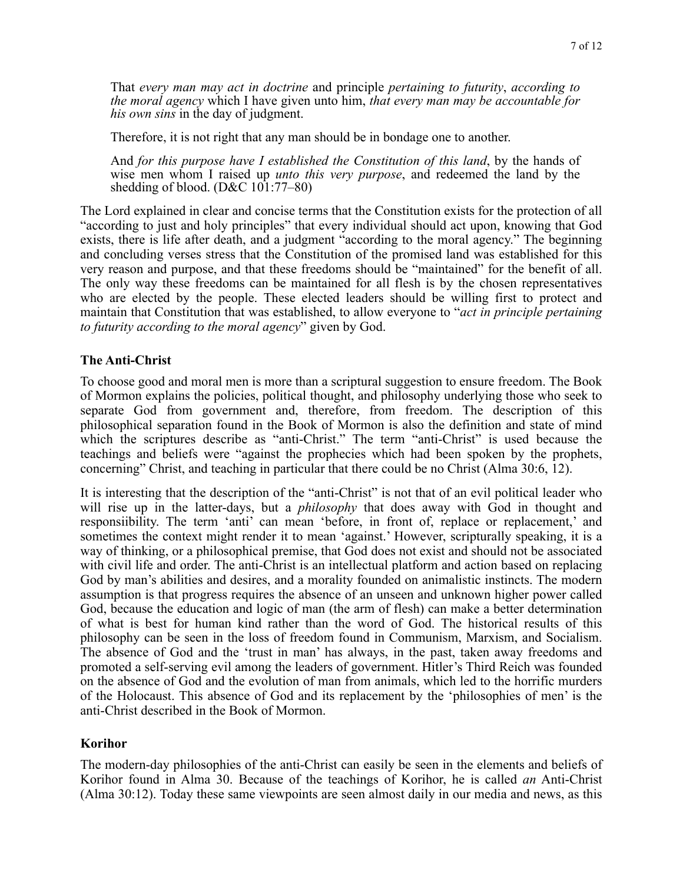> That *every man may act in doctrine* and principle *pertaining to futurity*, *according to the moral agency* which I have given unto him, *that every man may be accountable for his own sins* in the day of judgment.
>
> Therefore, it is not right that any man should be in bondage one to another.
>
> And *for this purpose have I established the Constitution of this land*, by the hands of wise men whom I raised up *unto this very purpose*, and redeemed the land by the shedding of blood. (D&C 101:77–80)

The Lord explained in clear and concise terms that the Constitution exists for the protection of all "according to just and holy principles" that every individual should act upon, knowing that God exists, there is life after death, and a judgment "according to the moral agency." The beginning and concluding verses stress that the Constitution of the promised land was established for this very reason and purpose, and that these freedoms should be "maintained" for the benefit of all. The only way these freedoms can be maintained for all flesh is by the chosen representatives who are elected by the people. These elected leaders should be willing first to protect and maintain that Constitution that was established, to allow everyone to "*act in principle pertaining to futurity according to the moral agency*" given by God.

**The Anti-Christ**

To choose good and moral men is more than a scriptural suggestion to ensure freedom. The Book of Mormon explains the policies, political thought, and philosophy underlying those who seek to separate God from government and, therefore, from freedom. The description of this philosophical separation found in the Book of Mormon is also the definition and state of mind which the scriptures describe as "anti-Christ." The term "anti-Christ" is used because the teachings and beliefs were "against the prophecies which had been spoken by the prophets, concerning" Christ, and teaching in particular that there could be no Christ (Alma 30:6, 12).

It is interesting that the description of the "anti-Christ" is not that of an evil political leader who will rise up in the latter-days, but a *philosophy* that does away with God in thought and responsiibility. The term 'anti' can mean 'before, in front of, replace or replacement,' and sometimes the context might render it to mean 'against.' However, scripturally speaking, it is a way of thinking, or a philosophical premise, that God does not exist and should not be associated with civil life and order. The anti-Christ is an intellectual platform and action based on replacing God by man's abilities and desires, and a morality founded on animalistic instincts. The modern assumption is that progress requires the absence of an unseen and unknown higher power called God, because the education and logic of man (the arm of flesh) can make a better determination of what is best for human kind rather than the word of God. The historical results of this philosophy can be seen in the loss of freedom found in Communism, Marxism, and Socialism. The absence of God and the 'trust in man' has always, in the past, taken away freedoms and promoted a self-serving evil among the leaders of government. Hitler's Third Reich was founded on the absence of God and the evolution of man from animals, which led to the horrific murders of the Holocaust. This absence of God and its replacement by the 'philosophies of men' is the anti-Christ described in the Book of Mormon.

**Korihor**

The modern-day philosophies of the anti-Christ can easily be seen in the elements and beliefs of Korihor found in Alma 30. Because of the teachings of Korihor, he is called *an* Anti-Christ (Alma 30:12). Today these same viewpoints are seen almost daily in our media and news, as this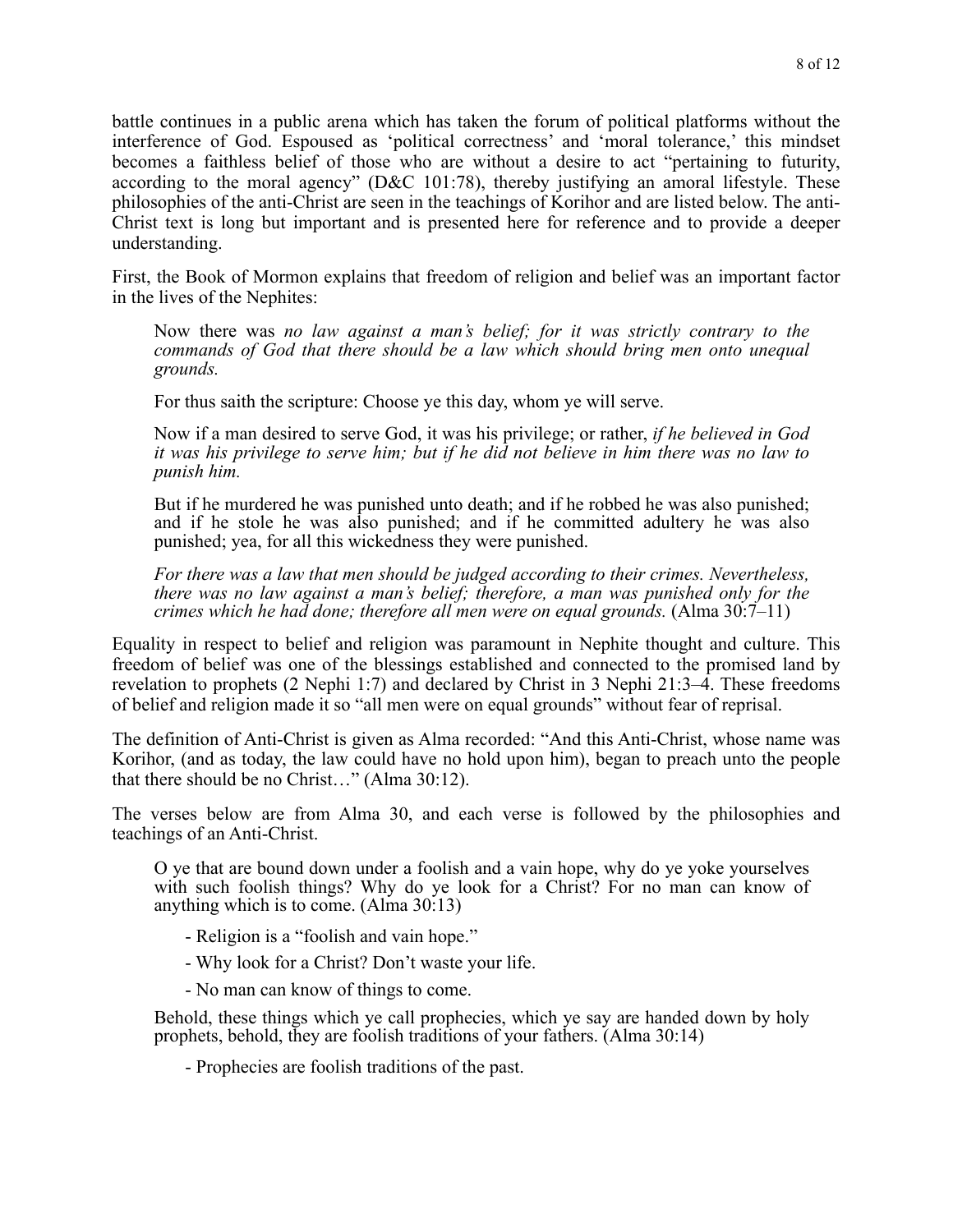battle continues in a public arena which has taken the forum of political platforms without the interference of God. Espoused as 'political correctness' and 'moral tolerance,' this mindset becomes a faithless belief of those who are without a desire to act "pertaining to futurity, according to the moral agency" (D&C 101:78), thereby justifying an amoral lifestyle. These philosophies of the anti-Christ are seen in the teachings of Korihor and are listed below. The anti-Christ text is long but important and is presented here for reference and to provide a deeper understanding.

First, the Book of Mormon explains that freedom of religion and belief was an important factor in the lives of the Nephites:

> Now there was *no law against a man's belief; for it was strictly contrary to the commands of God that there should be a law which should bring men onto unequal grounds.*
>
> For thus saith the scripture: Choose ye this day, whom ye will serve.
>
> Now if a man desired to serve God, it was his privilege; or rather, *if he believed in God it was his privilege to serve him; but if he did not believe in him there was no law to punish him.*
>
> But if he murdered he was punished unto death; and if he robbed he was also punished; and if he stole he was also punished; and if he committed adultery he was also punished; yea, for all this wickedness they were punished.
>
> *For there was a law that men should be judged according to their crimes. Nevertheless, there was no law against a man's belief; therefore, a man was punished only for the crimes which he had done; therefore all men were on equal grounds.* (Alma 30:7–11)

Equality in respect to belief and religion was paramount in Nephite thought and culture. This freedom of belief was one of the blessings established and connected to the promised land by revelation to prophets (2 Nephi 1:7) and declared by Christ in 3 Nephi 21:3–4. These freedoms of belief and religion made it so "all men were on equal grounds" without fear of reprisal.

The definition of Anti-Christ is given as Alma recorded: "And this Anti-Christ, whose name was Korihor, (and as today, the law could have no hold upon him), began to preach unto the people that there should be no Christ…" (Alma 30:12).

The verses below are from Alma 30, and each verse is followed by the philosophies and teachings of an Anti-Christ.

> O ye that are bound down under a foolish and a vain hope, why do ye yoke yourselves with such foolish things? Why do ye look for a Christ? For no man can know of anything which is to come. (Alma 30:13)
>
> - Religion is a "foolish and vain hope."
> - Why look for a Christ? Don't waste your life.
> - No man can know of things to come.
>
> Behold, these things which ye call prophecies, which ye say are handed down by holy prophets, behold, they are foolish traditions of your fathers. (Alma 30:14)
>
> - Prophecies are foolish traditions of the past.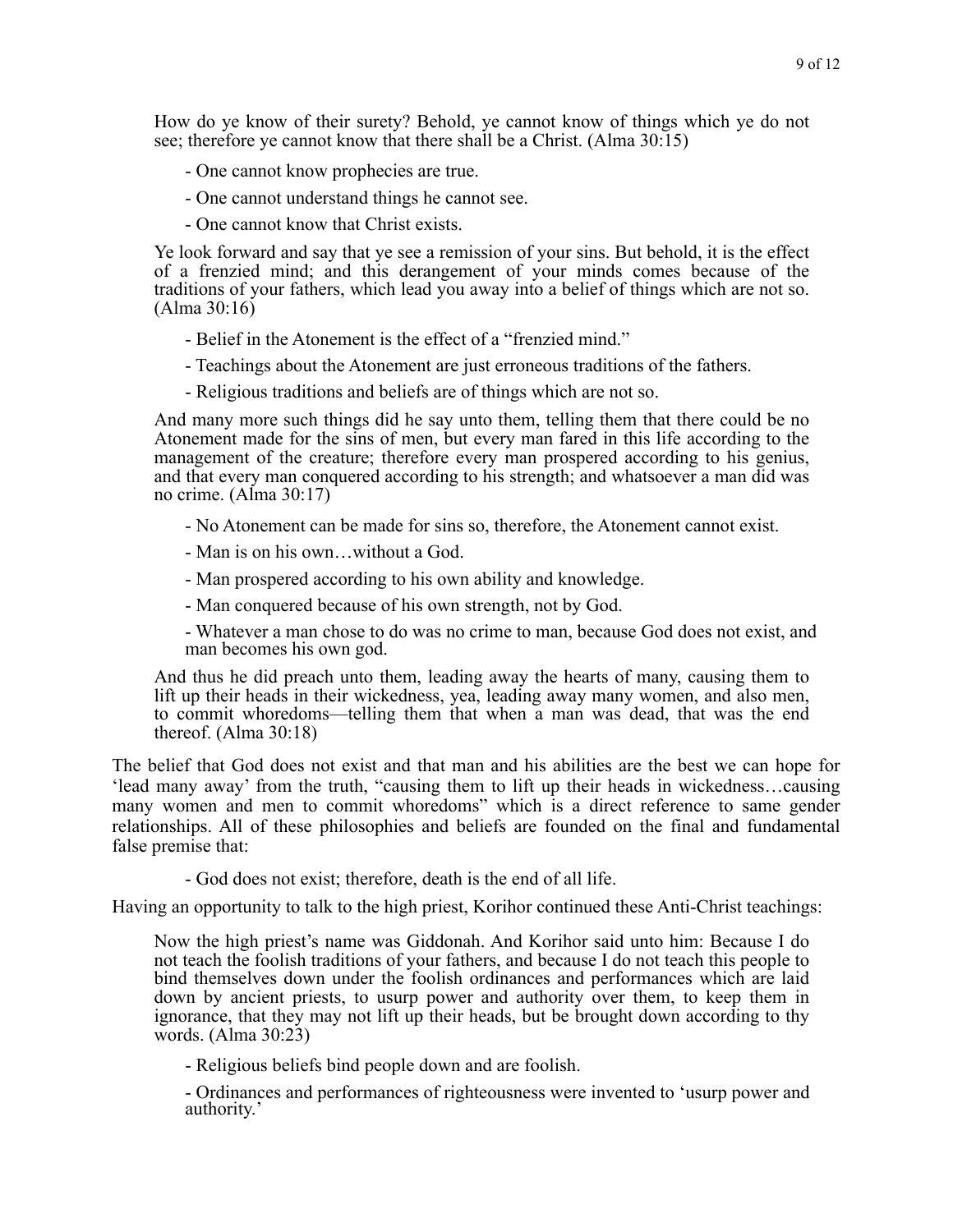> How do ye know of their surety? Behold, ye cannot know of things which ye do not see; therefore ye cannot know that there shall be a Christ. (Alma 30:15)
>
> - One cannot know prophecies are true.
> - One cannot understand things he cannot see.
> - One cannot know that Christ exists.
>
> Ye look forward and say that ye see a remission of your sins. But behold, it is the effect of a frenzied mind; and this derangement of your minds comes because of the traditions of your fathers, which lead you away into a belief of things which are not so. (Alma 30:16)
>
> - Belief in the Atonement is the effect of a "frenzied mind."
> - Teachings about the Atonement are just erroneous traditions of the fathers.
> - Religious traditions and beliefs are of things which are not so.
>
> And many more such things did he say unto them, telling them that there could be no Atonement made for the sins of men, but every man fared in this life according to the management of the creature; therefore every man prospered according to his genius, and that every man conquered according to his strength; and whatsoever a man did was no crime. (Alma 30:17)
>
> - No Atonement can be made for sins so, therefore, the Atonement cannot exist.
> - Man is on his own…without a God.
> - Man prospered according to his own ability and knowledge.
> - Man conquered because of his own strength, not by God.
> - Whatever a man chose to do was no crime to man, because God does not exist, and man becomes his own god.
>
> And thus he did preach unto them, leading away the hearts of many, causing them to lift up their heads in their wickedness, yea, leading away many women, and also men, to commit whoredoms—telling them that when a man was dead, that was the end thereof. (Alma 30:18)

The belief that God does not exist and that man and his abilities are the best we can hope for 'lead many away' from the truth, "causing them to lift up their heads in wickedness…causing many women and men to commit whoredoms" which is a direct reference to same gender relationships. All of these philosophies and beliefs are founded on the final and fundamental false premise that:

- God does not exist; therefore, death is the end of all life.

Having an opportunity to talk to the high priest, Korihor continued these Anti-Christ teachings:

> Now the high priest's name was Giddonah. And Korihor said unto him: Because I do not teach the foolish traditions of your fathers, and because I do not teach this people to bind themselves down under the foolish ordinances and performances which are laid down by ancient priests, to usurp power and authority over them, to keep them in ignorance, that they may not lift up their heads, but be brought down according to thy words. (Alma 30:23)
>
> - Religious beliefs bind people down and are foolish.
> - Ordinances and performances of righteousness were invented to 'usurp power and authority.'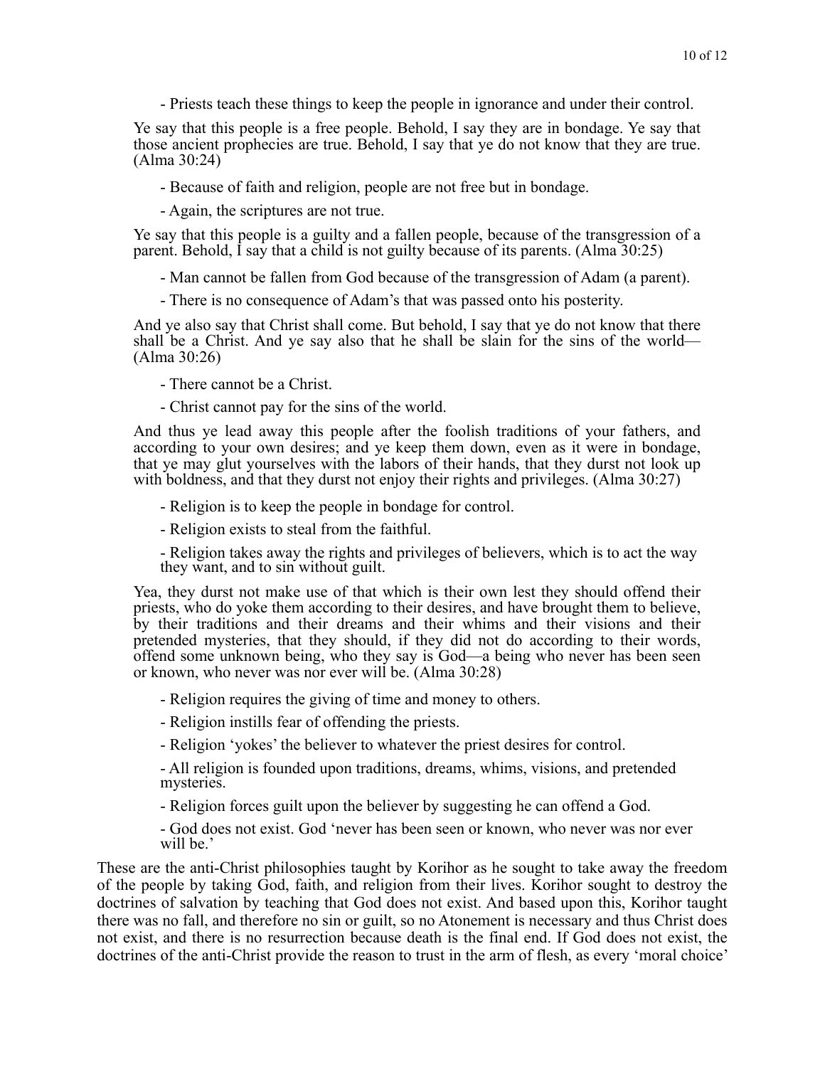- Priests teach these things to keep the people in ignorance and under their control.

Ye say that this people is a free people. Behold, I say they are in bondage. Ye say that those ancient prophecies are true. Behold, I say that ye do not know that they are true. (Alma 30:24)

- Because of faith and religion, people are not free but in bondage.
- Again, the scriptures are not true.

Ye say that this people is a guilty and a fallen people, because of the transgression of a parent. Behold, I say that a child is not guilty because of its parents. (Alma 30:25)

- Man cannot be fallen from God because of the transgression of Adam (a parent).
- There is no consequence of Adam's that was passed onto his posterity.

And ye also say that Christ shall come. But behold, I say that ye do not know that there shall be a Christ. And ye say also that he shall be slain for the sins of the world— (Alma 30:26)

- There cannot be a Christ.
- Christ cannot pay for the sins of the world.

And thus ye lead away this people after the foolish traditions of your fathers, and according to your own desires; and ye keep them down, even as it were in bondage, that ye may glut yourselves with the labors of their hands, that they durst not look up with boldness, and that they durst not enjoy their rights and privileges. (Alma 30:27)

- Religion is to keep the people in bondage for control.
- Religion exists to steal from the faithful.
- Religion takes away the rights and privileges of believers, which is to act the way they want, and to sin without guilt.

Yea, they durst not make use of that which is their own lest they should offend their priests, who do yoke them according to their desires, and have brought them to believe, by their traditions and their dreams and their whims and their visions and their pretended mysteries, that they should, if they did not do according to their words, offend some unknown being, who they say is God—a being who never has been seen or known, who never was nor ever will be. (Alma 30:28)

- Religion requires the giving of time and money to others.
- Religion instills fear of offending the priests.
- Religion 'yokes' the believer to whatever the priest desires for control.
- All religion is founded upon traditions, dreams, whims, visions, and pretended mysteries.
- Religion forces guilt upon the believer by suggesting he can offend a God.
- God does not exist. God 'never has been seen or known, who never was nor ever will be.'

These are the anti-Christ philosophies taught by Korihor as he sought to take away the freedom of the people by taking God, faith, and religion from their lives. Korihor sought to destroy the doctrines of salvation by teaching that God does not exist. And based upon this, Korihor taught there was no fall, and therefore no sin or guilt, so no Atonement is necessary and thus Christ does not exist, and there is no resurrection because death is the final end. If God does not exist, the doctrines of the anti-Christ provide the reason to trust in the arm of flesh, as every 'moral choice'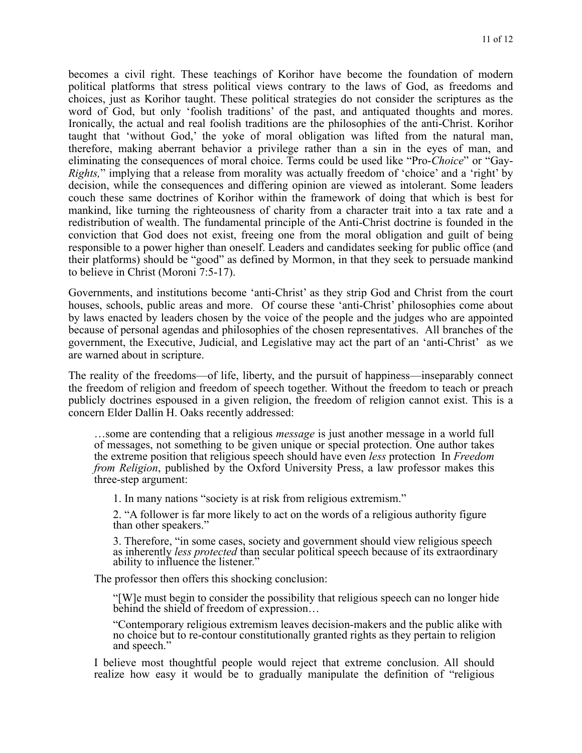becomes a civil right. These teachings of Korihor have become the foundation of modern political platforms that stress political views contrary to the laws of God, as freedoms and choices, just as Korihor taught. These political strategies do not consider the scriptures as the word of God, but only 'foolish traditions' of the past, and antiquated thoughts and mores. Ironically, the actual and real foolish traditions are the philosophies of the anti-Christ. Korihor taught that 'without God,' the yoke of moral obligation was lifted from the natural man, therefore, making aberrant behavior a privilege rather than a sin in the eyes of man, and eliminating the consequences of moral choice. Terms could be used like "Pro-*Choice*" or "Gay-*Rights,*" implying that a release from morality was actually freedom of 'choice' and a 'right' by decision, while the consequences and differing opinion are viewed as intolerant. Some leaders couch these same doctrines of Korihor within the framework of doing that which is best for mankind, like turning the righteousness of charity from a character trait into a tax rate and a redistribution of wealth. The fundamental principle of the Anti-Christ doctrine is founded in the conviction that God does not exist, freeing one from the moral obligation and guilt of being responsible to a power higher than oneself. Leaders and candidates seeking for public office (and their platforms) should be "good" as defined by Mormon, in that they seek to persuade mankind to believe in Christ (Moroni 7:5-17).

Governments, and institutions become 'anti-Christ' as they strip God and Christ from the court houses, schools, public areas and more. Of course these 'anti-Christ' philosophies come about by laws enacted by leaders chosen by the voice of the people and the judges who are appointed because of personal agendas and philosophies of the chosen representatives. All branches of the government, the Executive, Judicial, and Legislative may act the part of an 'anti-Christ' as we are warned about in scripture.

The reality of the freedoms—of life, liberty, and the pursuit of happiness—inseparably connect the freedom of religion and freedom of speech together. Without the freedom to teach or preach publicly doctrines espoused in a given religion, the freedom of religion cannot exist. This is a concern Elder Dallin H. Oaks recently addressed:

> …some are contending that a religious *message* is just another message in a world full of messages, not something to be given unique or special protection. One author takes the extreme position that religious speech should have even *less* protection In *Freedom from Religion*, published by the Oxford University Press, a law professor makes this three-step argument:
>
> > 1. In many nations "society is at risk from religious extremism."
> >
> > 2. "A follower is far more likely to act on the words of a religious authority figure than other speakers."
> >
> > 3. Therefore, "in some cases, society and government should view religious speech as inherently *less protected* than secular political speech because of its extraordinary ability to influence the listener."
>
> The professor then offers this shocking conclusion:
>
> > "[W]e must begin to consider the possibility that religious speech can no longer hide behind the shield of freedom of expression…
> >
> > "Contemporary religious extremism leaves decision-makers and the public alike with no choice but to re-contour constitutionally granted rights as they pertain to religion and speech."
>
> I believe most thoughtful people would reject that extreme conclusion. All should realize how easy it would be to gradually manipulate the definition of "religious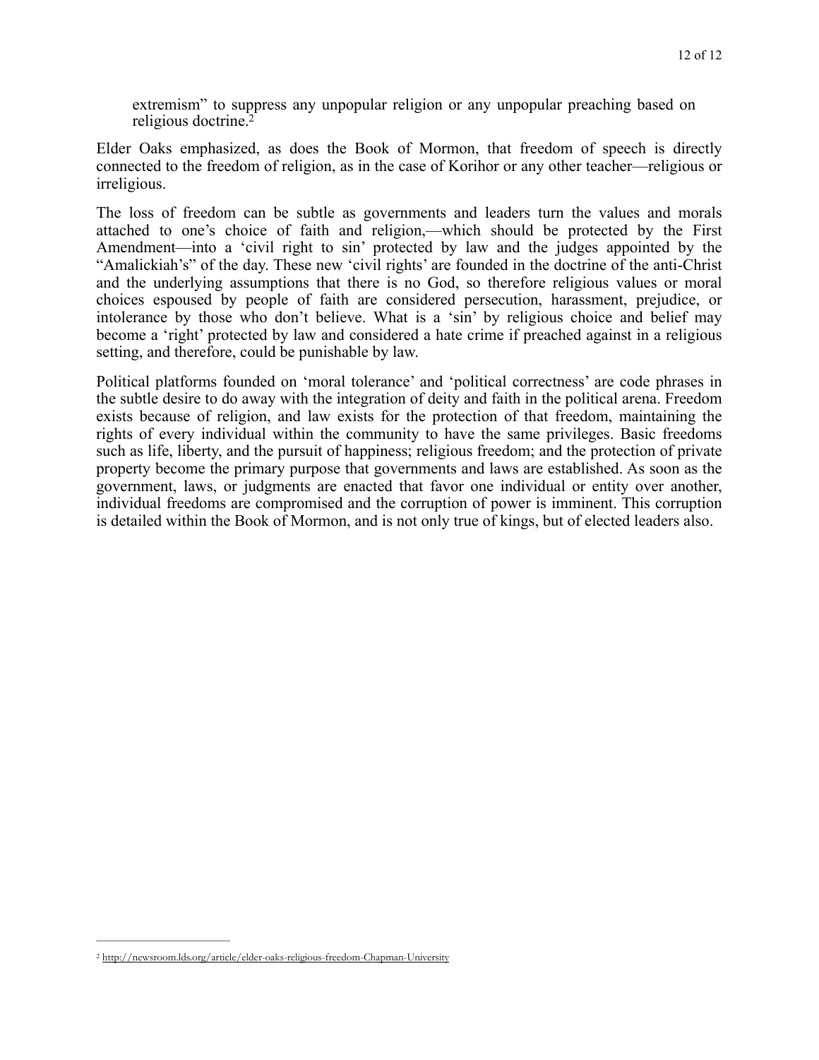> extremism" to suppress any unpopular religion or any unpopular preaching based on religious doctrine.[2]

Elder Oaks emphasized, as does the Book of Mormon, that freedom of speech is directly connected to the freedom of religion, as in the case of Korihor or any other teacher—religious or irreligious.

The loss of freedom can be subtle as governments and leaders turn the values and morals attached to one's choice of faith and religion,—which should be protected by the First Amendment—into a 'civil right to sin' protected by law and the judges appointed by the "Amalickiah's" of the day. These new 'civil rights' are founded in the doctrine of the anti-Christ and the underlying assumptions that there is no God, so therefore religious values or moral choices espoused by people of faith are considered persecution, harassment, prejudice, or intolerance by those who don't believe. What is a 'sin' by religious choice and belief may become a 'right' protected by law and considered a hate crime if preached against in a religious setting, and therefore, could be punishable by law.

Political platforms founded on 'moral tolerance' and 'political correctness' are code phrases in the subtle desire to do away with the integration of deity and faith in the political arena. Freedom exists because of religion, and law exists for the protection of that freedom, maintaining the rights of every individual within the community to have the same privileges. Basic freedoms such as life, liberty, and the pursuit of happiness; religious freedom; and the protection of private property become the primary purpose that governments and laws are established. As soon as the government, laws, or judgments are enacted that favor one individual or entity over another, individual freedoms are compromised and the corruption of power is imminent. This corruption is detailed within the Book of Mormon, and is not only true of kings, but of elected leaders also.

---

[2] http://newsroom.lds.org/article/elder-oaks-religious-freedom-Chapman-University